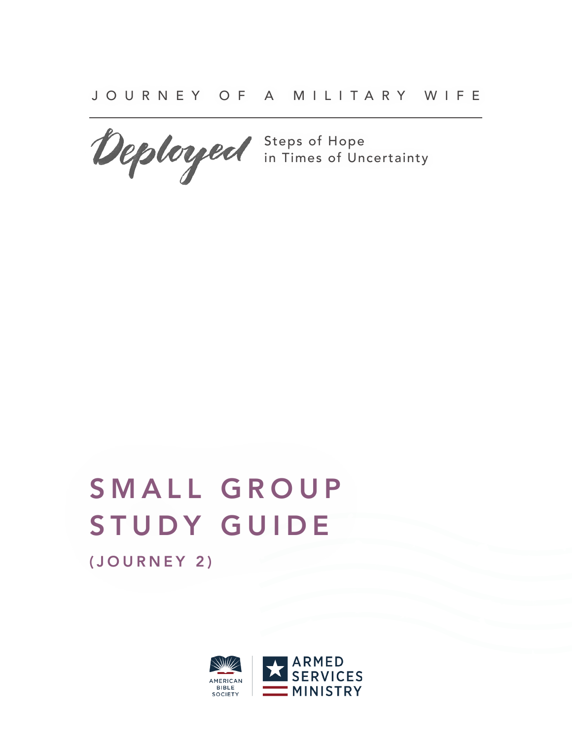JOURNEY OF A MILITARY WIFE

# Deployed

Steps of Hope in Times of Uncertainty

# SMALL GROUP STUDY GUIDE

## (JOURNEY 2)

AMERICAN BIBLE SOCIETY | ARMED SERVICES MINISTRY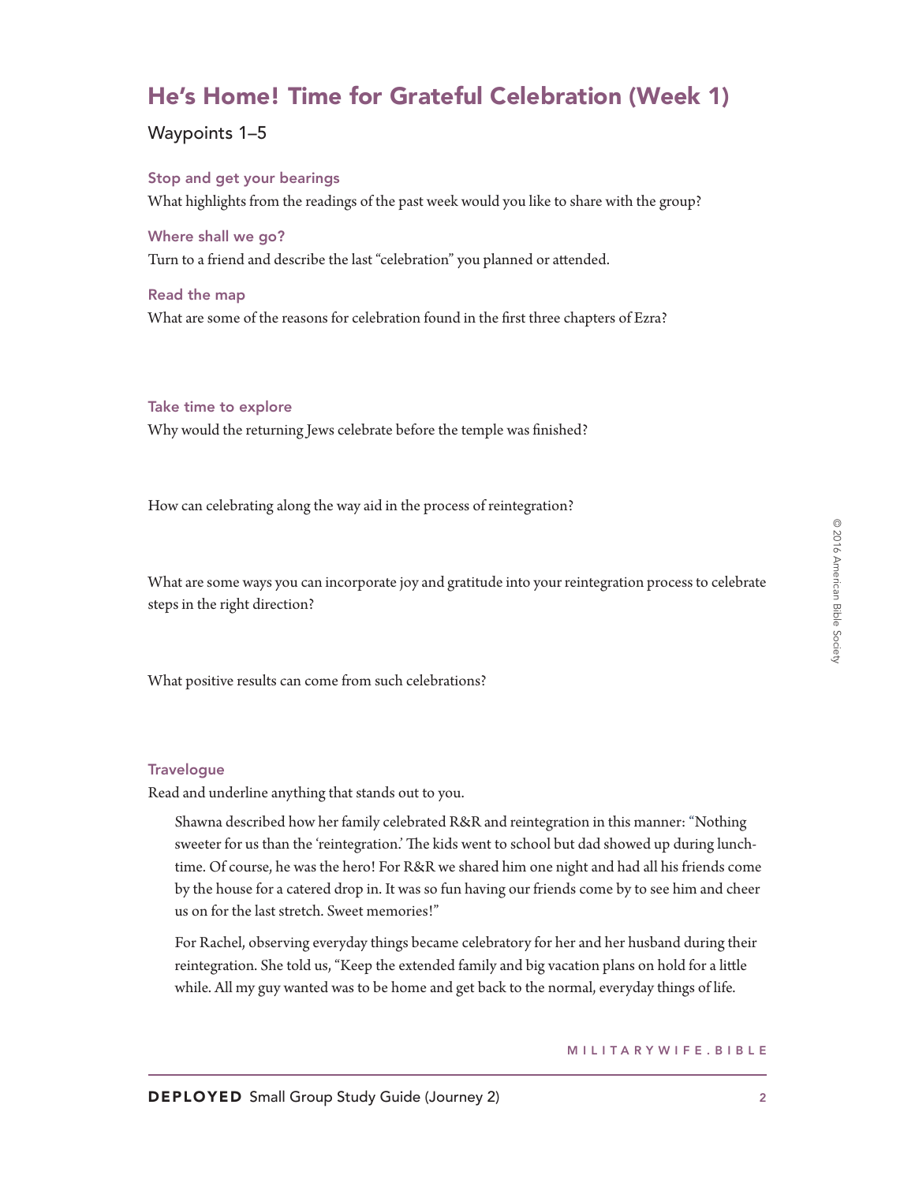# He's Home! Time for Grateful Celebration (Week 1)

Waypoints 1–5

### Stop and get your bearings

What highlights from the readings of the past week would you like to share with the group?

### Where shall we go?

Turn to a friend and describe the last "celebration" you planned or attended.

### Read the map

What are some of the reasons for celebration found in the first three chapters of Ezra?

### Take time to explore

Why would the returning Jews celebrate before the temple was finished?

How can celebrating along the way aid in the process of reintegration?

What are some ways you can incorporate joy and gratitude into your reintegration process to celebrate steps in the right direction?

What positive results can come from such celebrations?

### Travelogue

Read and underline anything that stands out to you.

> Shawna described how her family celebrated R&R and reintegration in this manner: "Nothing sweeter for us than the 'reintegration.' The kids went to school but dad showed up during lunchtime. Of course, he was the hero! For R&R we shared him one night and had all his friends come by the house for a catered drop in. It was so fun having our friends come by to see him and cheer us on for the last stretch. Sweet memories!"
>
> For Rachel, observing everyday things became celebratory for her and her husband during their reintegration. She told us, "Keep the extended family and big vacation plans on hold for a little while. All my guy wanted was to be home and get back to the normal, everyday things of life.

MILITARYWIFE.BIBLE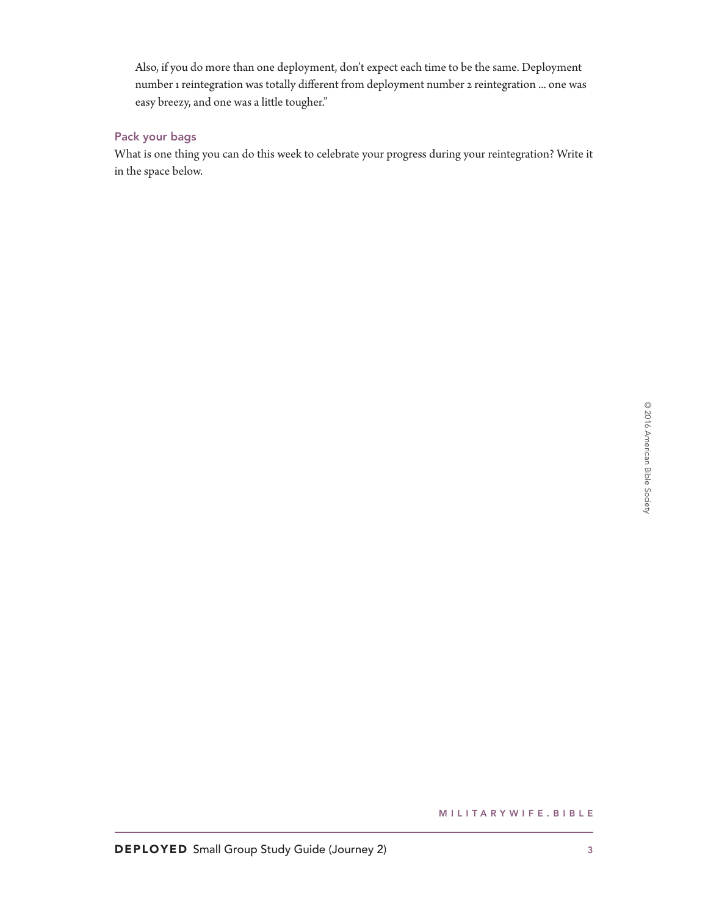Also, if you do more than one deployment, don't expect each time to be the same. Deployment number 1 reintegration was totally different from deployment number 2 reintegration ... one was easy breezy, and one was a little tougher."

### Pack your bags

What is one thing you can do this week to celebrate your progress during your reintegration? Write it in the space below.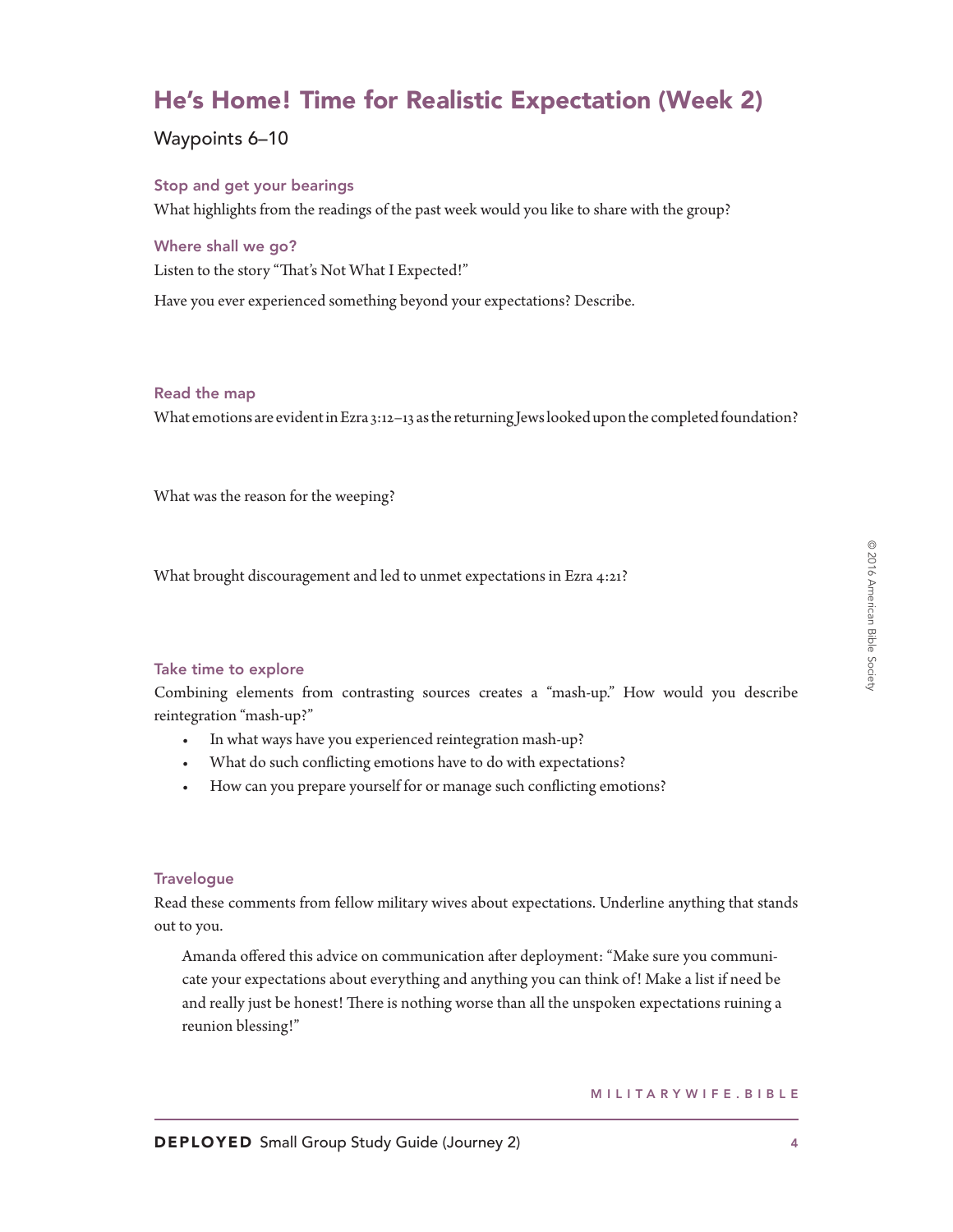# He's Home! Time for Realistic Expectation (Week 2)

Waypoints 6–10

### Stop and get your bearings

What highlights from the readings of the past week would you like to share with the group?

### Where shall we go?

Listen to the story "That's Not What I Expected!"

Have you ever experienced something beyond your expectations? Describe.

### Read the map

What emotions are evident in Ezra 3:12–13 as the returning Jews looked upon the completed foundation?

What was the reason for the weeping?

What brought discouragement and led to unmet expectations in Ezra 4:21?

### Take time to explore

Combining elements from contrasting sources creates a "mash-up." How would you describe reintegration "mash-up?"

- In what ways have you experienced reintegration mash-up?
- What do such conflicting emotions have to do with expectations?
- How can you prepare yourself for or manage such conflicting emotions?

### Travelogue

Read these comments from fellow military wives about expectations. Underline anything that stands out to you.

> Amanda offered this advice on communication after deployment: "Make sure you communicate your expectations about everything and anything you can think of! Make a list if need be and really just be honest! There is nothing worse than all the unspoken expectations ruining a reunion blessing!"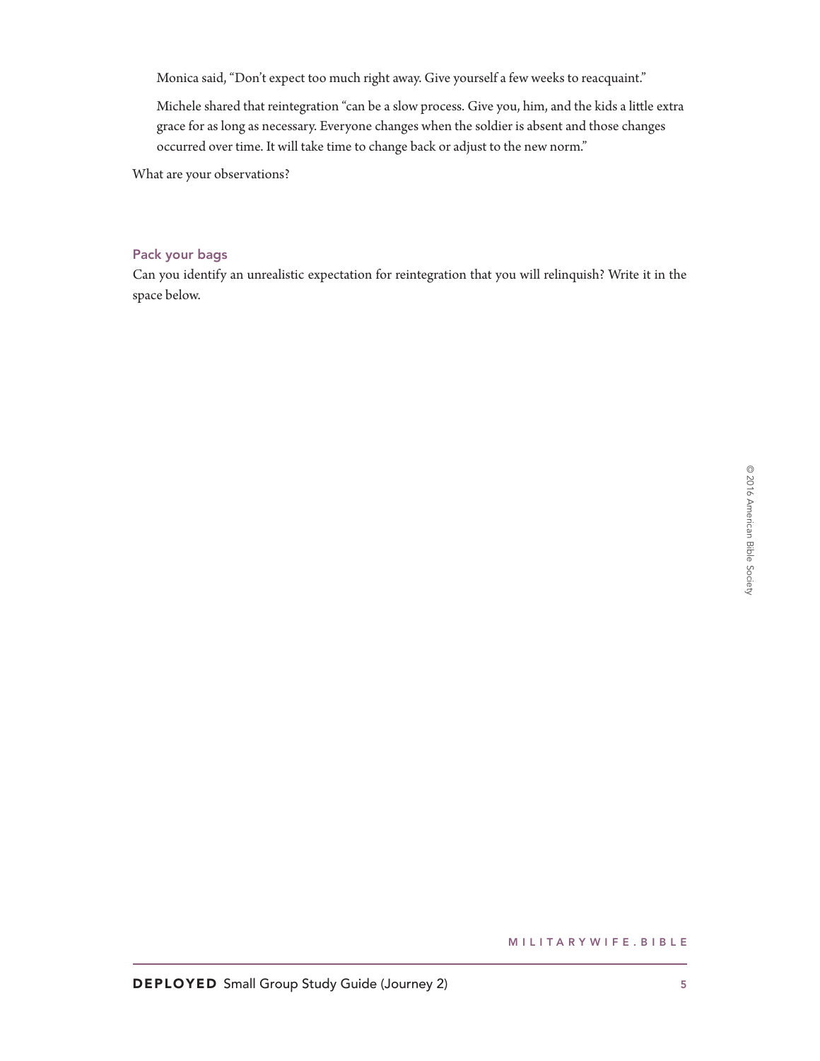> Monica said, "Don't expect too much right away. Give yourself a few weeks to reacquaint."
>
> Michele shared that reintegration "can be a slow process. Give you, him, and the kids a little extra grace for as long as necessary. Everyone changes when the soldier is absent and those changes occurred over time. It will take time to change back or adjust to the new norm."

What are your observations?

### Pack your bags

Can you identify an unrealistic expectation for reintegration that you will relinquish? Write it in the space below.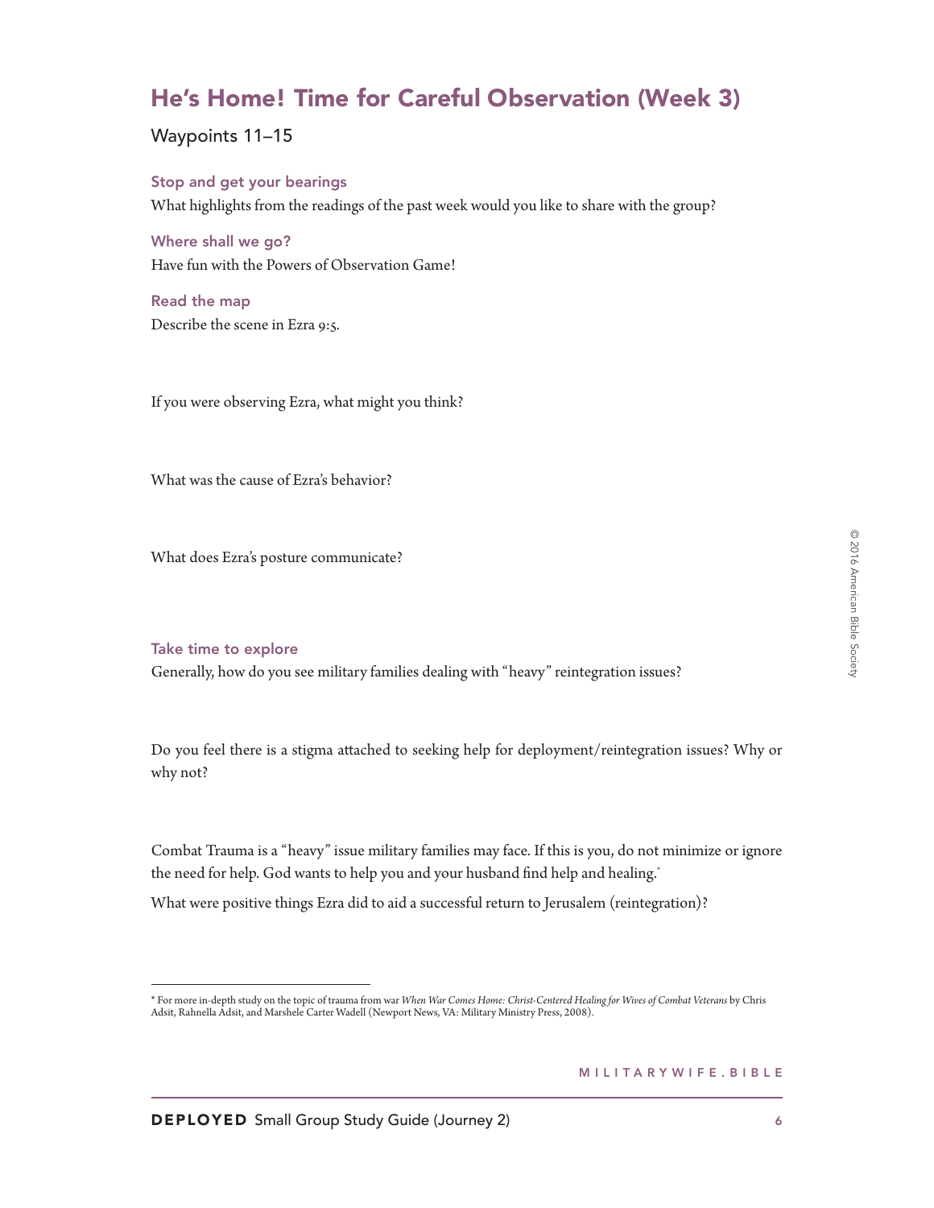## He's Home! Time for Careful Observation (Week 3)

Waypoints 11–15

### Stop and get your bearings

What highlights from the readings of the past week would you like to share with the group?

### Where shall we go?

Have fun with the Powers of Observation Game!

### Read the map

Describe the scene in Ezra 9:5.

If you were observing Ezra, what might you think?

What was the cause of Ezra's behavior?

What does Ezra's posture communicate?

### Take time to explore

Generally, how do you see military families dealing with "heavy" reintegration issues?

Do you feel there is a stigma attached to seeking help for deployment/reintegration issues? Why or why not?

Combat Trauma is a "heavy" issue military families may face. If this is you, do not minimize or ignore the need for help. God wants to help you and your husband find help and healing.*

What were positive things Ezra did to aid a successful return to Jerusalem (reintegration)?

---

* For more in-depth study on the topic of trauma from war *When War Comes Home: Christ-Centered Healing for Wives of Combat Veterans* by Chris Adsit, Rahnella Adsit, and Marshele Carter Wadell (Newport News, VA: Military Ministry Press, 2008).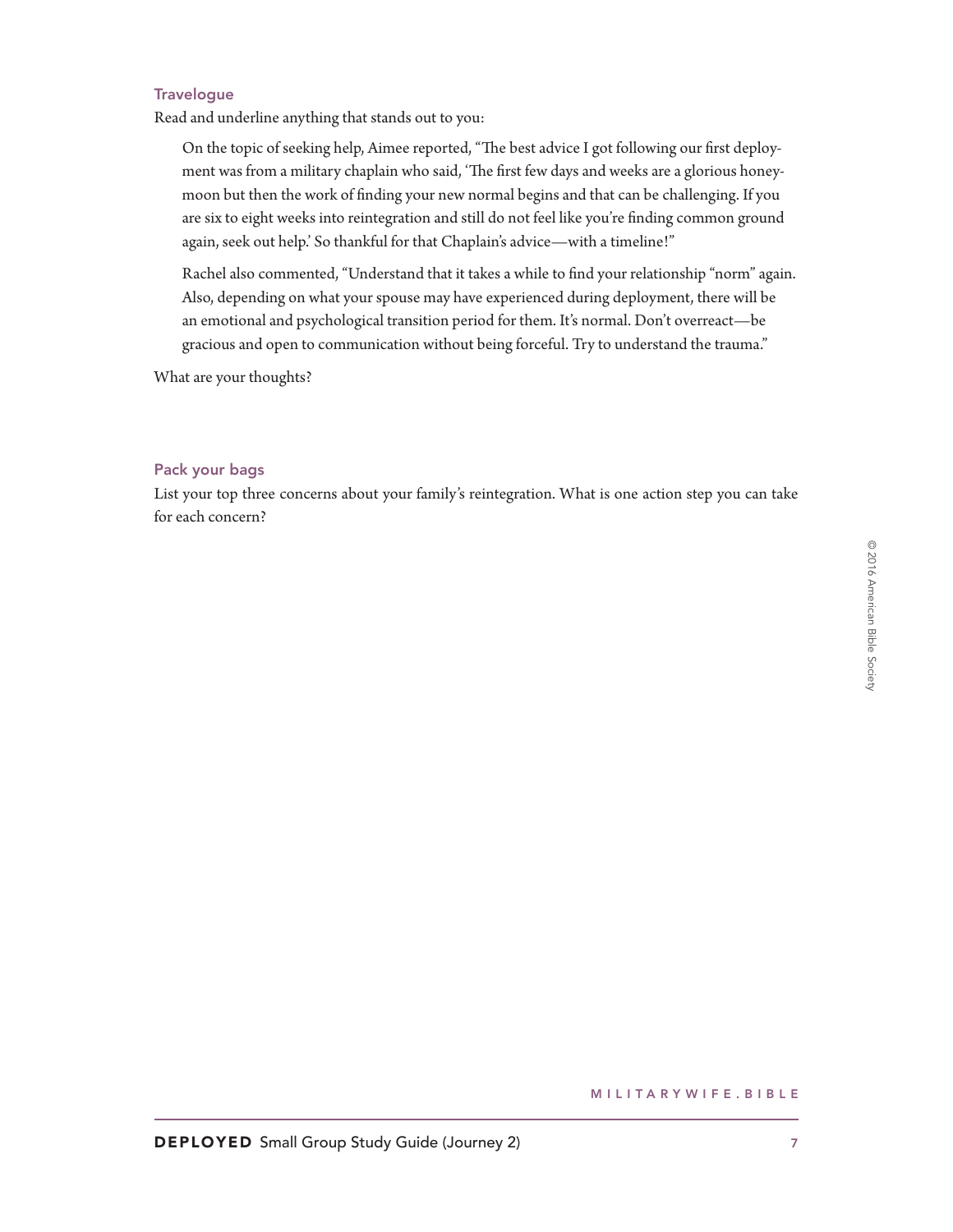### Travelogue

Read and underline anything that stands out to you:

> On the topic of seeking help, Aimee reported, "The best advice I got following our first deployment was from a military chaplain who said, 'The first few days and weeks are a glorious honeymoon but then the work of finding your new normal begins and that can be challenging. If you are six to eight weeks into reintegration and still do not feel like you're finding common ground again, seek out help.' So thankful for that Chaplain's advice—with a timeline!"
>
> Rachel also commented, "Understand that it takes a while to find your relationship "norm" again. Also, depending on what your spouse may have experienced during deployment, there will be an emotional and psychological transition period for them. It's normal. Don't overreact—be gracious and open to communication without being forceful. Try to understand the trauma."

What are your thoughts?

### Pack your bags

List your top three concerns about your family's reintegration. What is one action step you can take for each concern?

© 2016 American Bible Society

MILITARYWIFE.BIBLE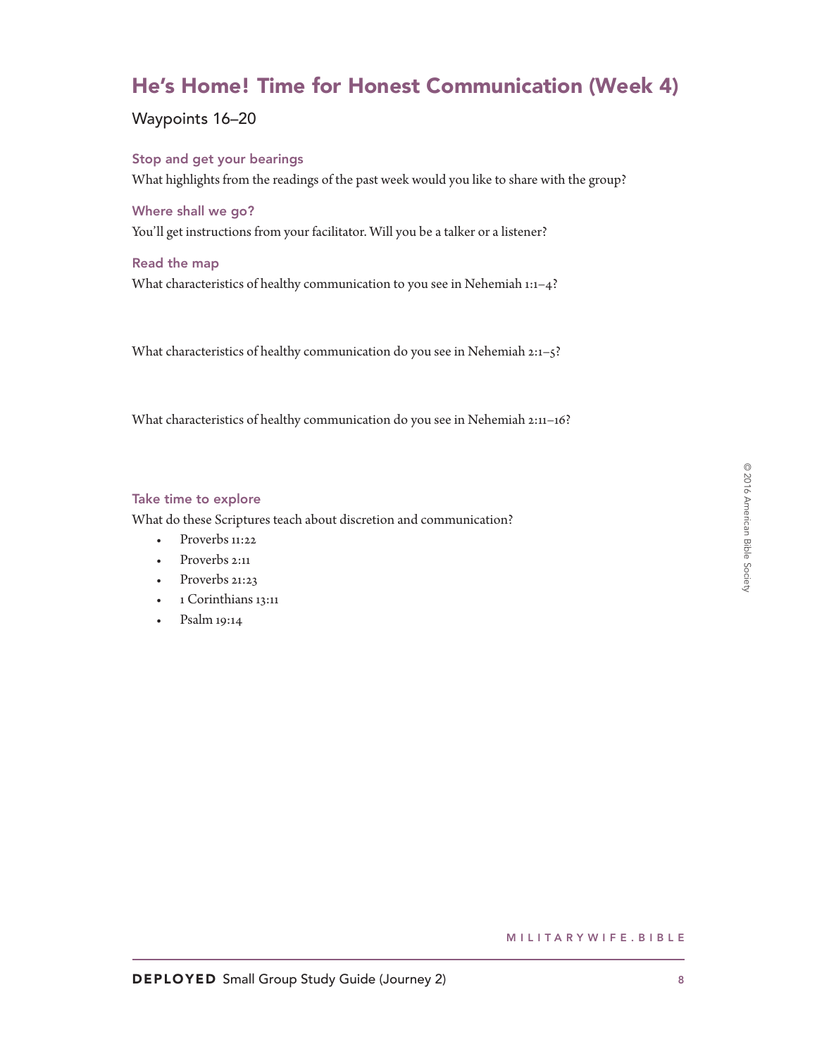# He's Home! Time for Honest Communication (Week 4)

Waypoints 16–20

### Stop and get your bearings

What highlights from the readings of the past week would you like to share with the group?

### Where shall we go?

You'll get instructions from your facilitator. Will you be a talker or a listener?

### Read the map

What characteristics of healthy communication to you see in Nehemiah 1:1–4?

What characteristics of healthy communication do you see in Nehemiah 2:1–5?

What characteristics of healthy communication do you see in Nehemiah 2:11–16?

### Take time to explore

What do these Scriptures teach about discretion and communication?

- Proverbs 11:22
- Proverbs 2:11
- Proverbs 21:23
- 1 Corinthians 13:11
- Psalm 19:14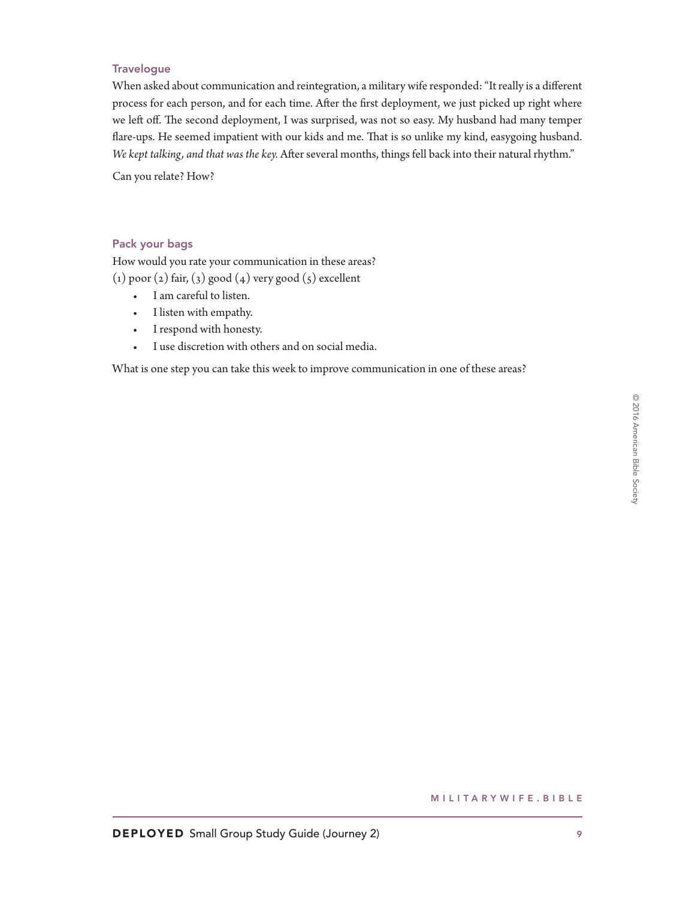### Travelogue

When asked about communication and reintegration, a military wife responded: "It really is a different process for each person, and for each time. After the first deployment, we just picked up right where we left off. The second deployment, I was surprised, was not so easy. My husband had many temper flare-ups. He seemed impatient with our kids and me. That is so unlike my kind, easygoing husband. *We kept talking, and that was the key.* After several months, things fell back into their natural rhythm."

Can you relate? How?

### Pack your bags

How would you rate your communication in these areas?
(1) poor (2) fair, (3) good (4) very good (5) excellent

- I am careful to listen.
- I listen with empathy.
- I respond with honesty.
- I use discretion with others and on social media.

What is one step you can take this week to improve communication in one of these areas?

© 2016 American Bible Society

MILITARYWIFE.BIBLE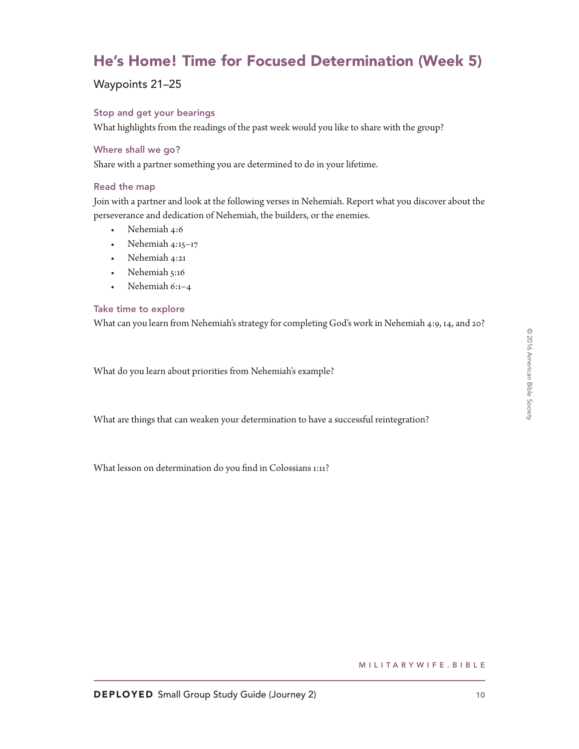# He's Home! Time for Focused Determination (Week 5)

Waypoints 21–25

### Stop and get your bearings

What highlights from the readings of the past week would you like to share with the group?

### Where shall we go?

Share with a partner something you are determined to do in your lifetime.

### Read the map

Join with a partner and look at the following verses in Nehemiah. Report what you discover about the perseverance and dedication of Nehemiah, the builders, or the enemies.

- Nehemiah 4:6
- Nehemiah 4:15–17
- Nehemiah 4:21
- Nehemiah 5:16
- Nehemiah 6:1–4

### Take time to explore

What can you learn from Nehemiah's strategy for completing God's work in Nehemiah 4:9, 14, and 20?

What do you learn about priorities from Nehemiah's example?

What are things that can weaken your determination to have a successful reintegration?

What lesson on determination do you find in Colossians 1:11?

© 2016 American Bible Society

MILITARYWIFE.BIBLE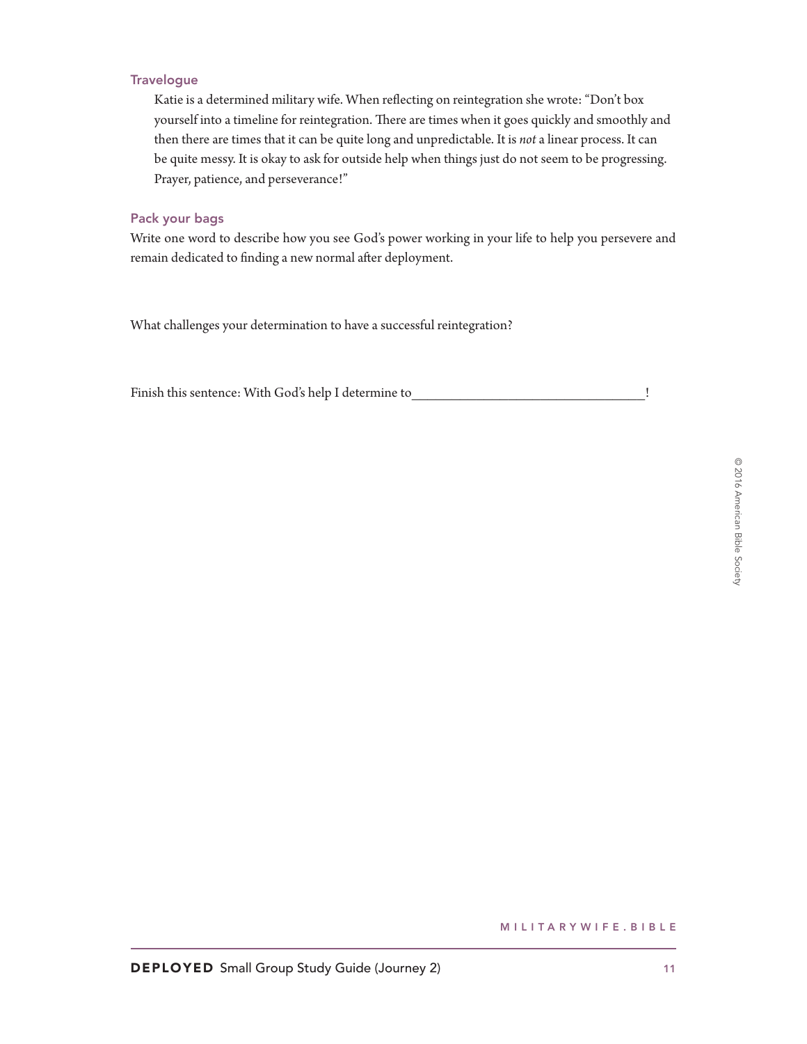### Travelogue

Katie is a determined military wife. When reflecting on reintegration she wrote: "Don't box yourself into a timeline for reintegration. There are times when it goes quickly and smoothly and then there are times that it can be quite long and unpredictable. It is *not* a linear process. It can be quite messy. It is okay to ask for outside help when things just do not seem to be progressing. Prayer, patience, and perseverance!"

### Pack your bags

Write one word to describe how you see God's power working in your life to help you persevere and remain dedicated to finding a new normal after deployment.

What challenges your determination to have a successful reintegration?

Finish this sentence: With God's help I determine to__________________________________!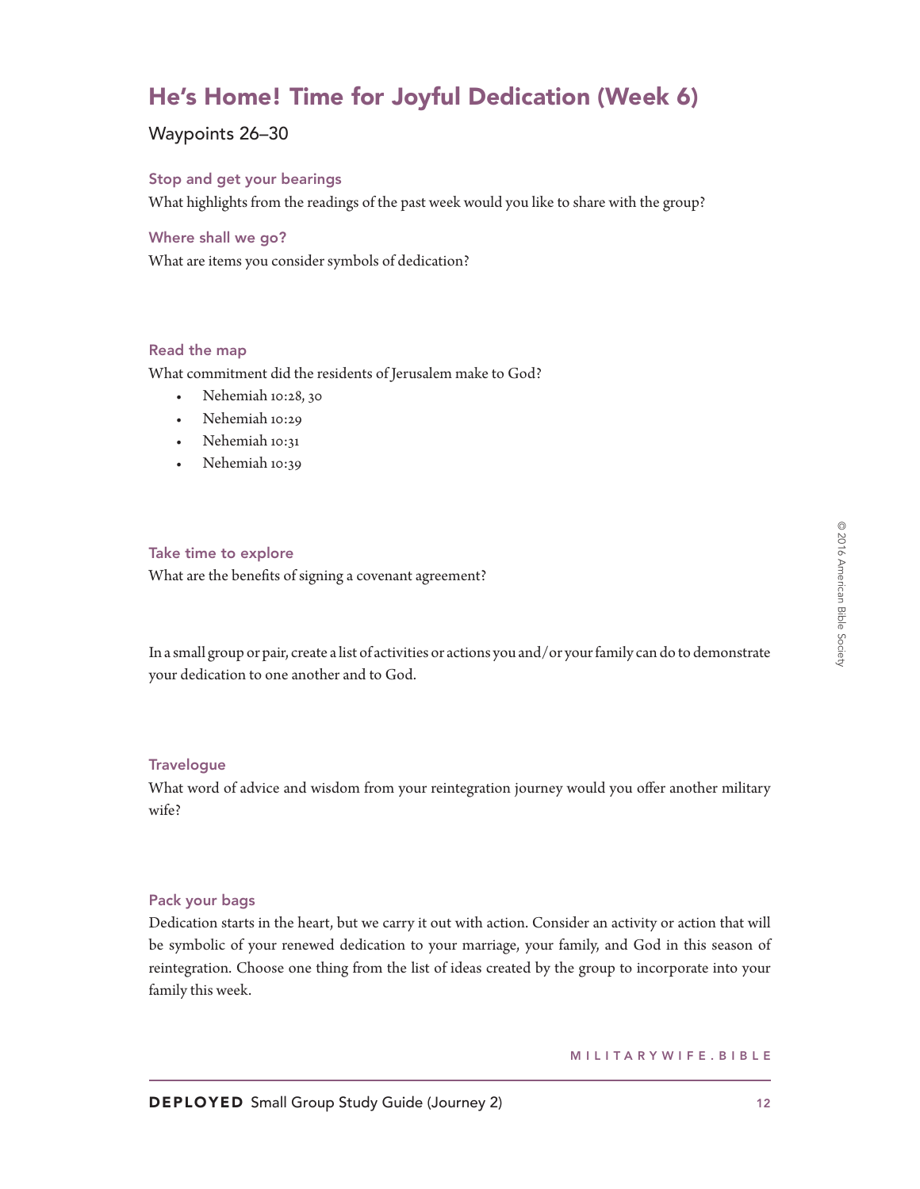# He's Home! Time for Joyful Dedication (Week 6)

Waypoints 26–30

### Stop and get your bearings

What highlights from the readings of the past week would you like to share with the group?

### Where shall we go?

What are items you consider symbols of dedication?

### Read the map

What commitment did the residents of Jerusalem make to God?

- Nehemiah 10:28, 30
- Nehemiah 10:29
- Nehemiah 10:31
- Nehemiah 10:39

### Take time to explore

What are the benefits of signing a covenant agreement?

In a small group or pair, create a list of activities or actions you and/or your family can do to demonstrate your dedication to one another and to God.

### Travelogue

What word of advice and wisdom from your reintegration journey would you offer another military wife?

### Pack your bags

Dedication starts in the heart, but we carry it out with action. Consider an activity or action that will be symbolic of your renewed dedication to your marriage, your family, and God in this season of reintegration. Choose one thing from the list of ideas created by the group to incorporate into your family this week.

MILITARYWIFE.BIBLE

© 2016 American Bible Society